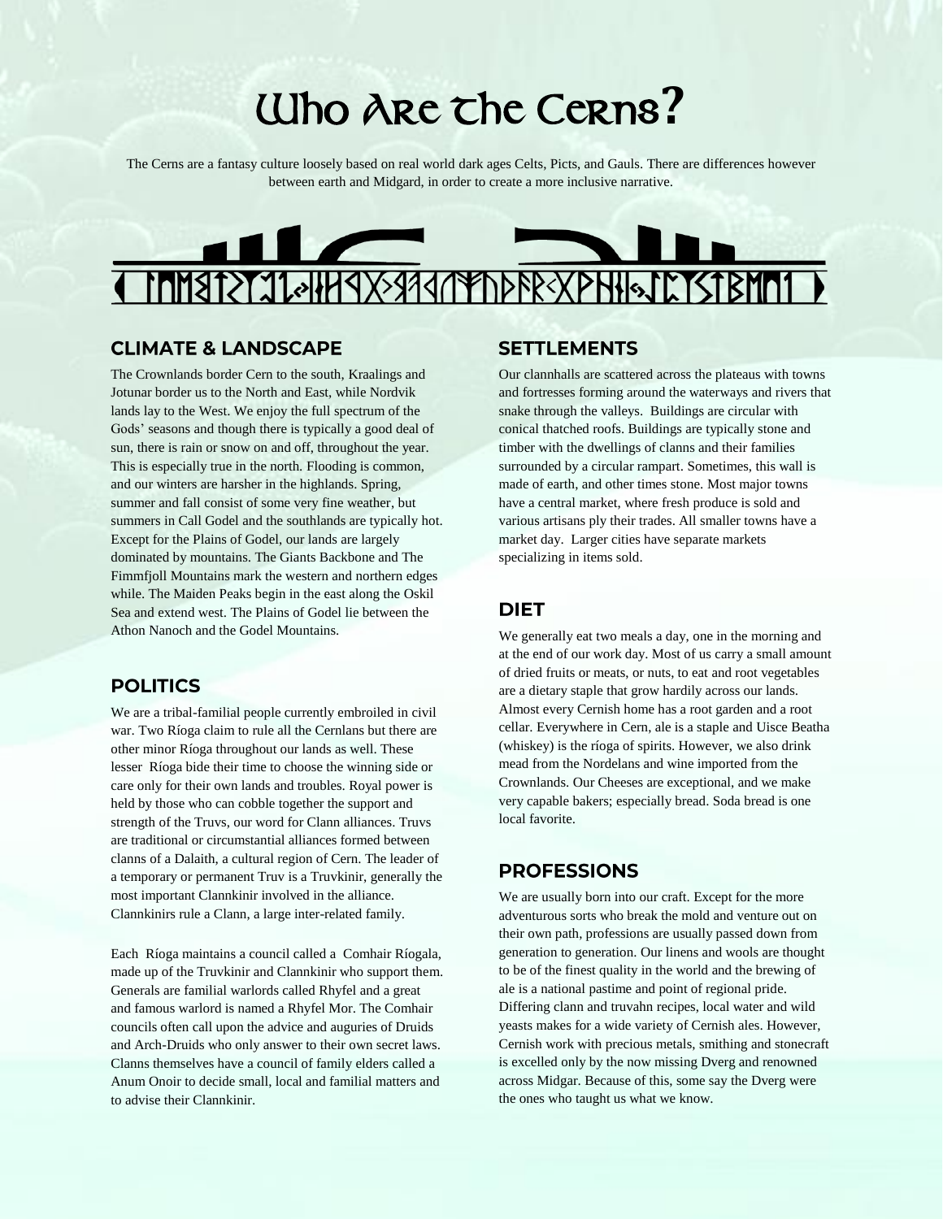# Who Are The Cerns?

The Cerns are a fantasy culture loosely based on real world dark ages Celts, Picts, and Gauls. There are differences however between earth and Midgard, in order to create a more inclusive narrative.

## CLIMATE & LANDSCAPE

The Crownlands border Cern to the south, Kraalings and Jotunar border us to the North and East, while Nordvik lands lay to the West. We enjoy the full spectrum of the Gods' seasons and though there is typically a good deal of sun, there is rain or snow on and off, throughout the year. This is especially true in the north. Flooding is common, and our winters are harsher in the highlands. Spring, summer and fall consist of some very fine weather, but summers in Call Godel and the southlands are typically hot. Except for the Plains of Godel, our lands are largely dominated by mountains. The Giants Backbone and The Fimmfjoll Mountains mark the western and northern edges while. The Maiden Peaks begin in the east along the Oskil Sea and extend west. The Plains of Godel lie between the Athon Nanoch and the Godel Mountains.

## POLITICS

We are a tribal-familial people currently embroiled in civil war. Two Ríoga claim to rule all the Cernlans but there are other minor Ríoga throughout our lands as well. These lesser Ríoga bide their time to choose the winning side or care only for their own lands and troubles. Royal power is held by those who can cobble together the support and strength of the Truvs, our word for Clann alliances. Truvs are traditional or circumstantial alliances formed between clanns of a Dalaith, a cultural region of Cern. The leader of a temporary or permanent Truv is a Truvkinir, generally the most important Clannkinir involved in the alliance. Clannkinirs rule a Clann, a large inter-related family.

Each Ríoga maintains a council called a Comhair Ríogala, made up of the Truvkinir and Clannkinir who support them. Generals are familial warlords called Rhyfel and a great and famous warlord is named a Rhyfel Mor. The Comhair councils often call upon the advice and auguries of Druids and Arch-Druids who only answer to their own secret laws. Clanns themselves have a council of family elders called a Anum Onoir to decide small, local and familial matters and to advise their Clannkinir.

## SETTLEMENTS

Our clannhalls are scattered across the plateaus with towns and fortresses forming around the waterways and rivers that snake through the valleys. Buildings are circular with conical thatched roofs. Buildings are typically stone and timber with the dwellings of clanns and their families surrounded by a circular rampart. Sometimes, this wall is made of earth, and other times stone. Most major towns have a central market, where fresh produce is sold and various artisans ply their trades. All smaller towns have a market day. Larger cities have separate markets specializing in items sold.

## DIET

We generally eat two meals a day, one in the morning and at the end of our work day. Most of us carry a small amount of dried fruits or meats, or nuts, to eat and root vegetables are a dietary staple that grow hardily across our lands. Almost every Cernish home has a root garden and a root cellar. Everywhere in Cern, ale is a staple and Uisce Beatha (whiskey) is the ríoga of spirits. However, we also drink mead from the Nordelans and wine imported from the Crownlands. Our Cheeses are exceptional, and we make very capable bakers; especially bread. Soda bread is one local favorite.

## PROFESSIONS

We are usually born into our craft. Except for the more adventurous sorts who break the mold and venture out on their own path, professions are usually passed down from generation to generation. Our linens and wools are thought to be of the finest quality in the world and the brewing of ale is a national pastime and point of regional pride. Differing clann and truvahn recipes, local water and wild yeasts makes for a wide variety of Cernish ales. However, Cernish work with precious metals, smithing and stonecraft is excelled only by the now missing Dverg and renowned across Midgar. Because of this, some say the Dverg were the ones who taught us what we know.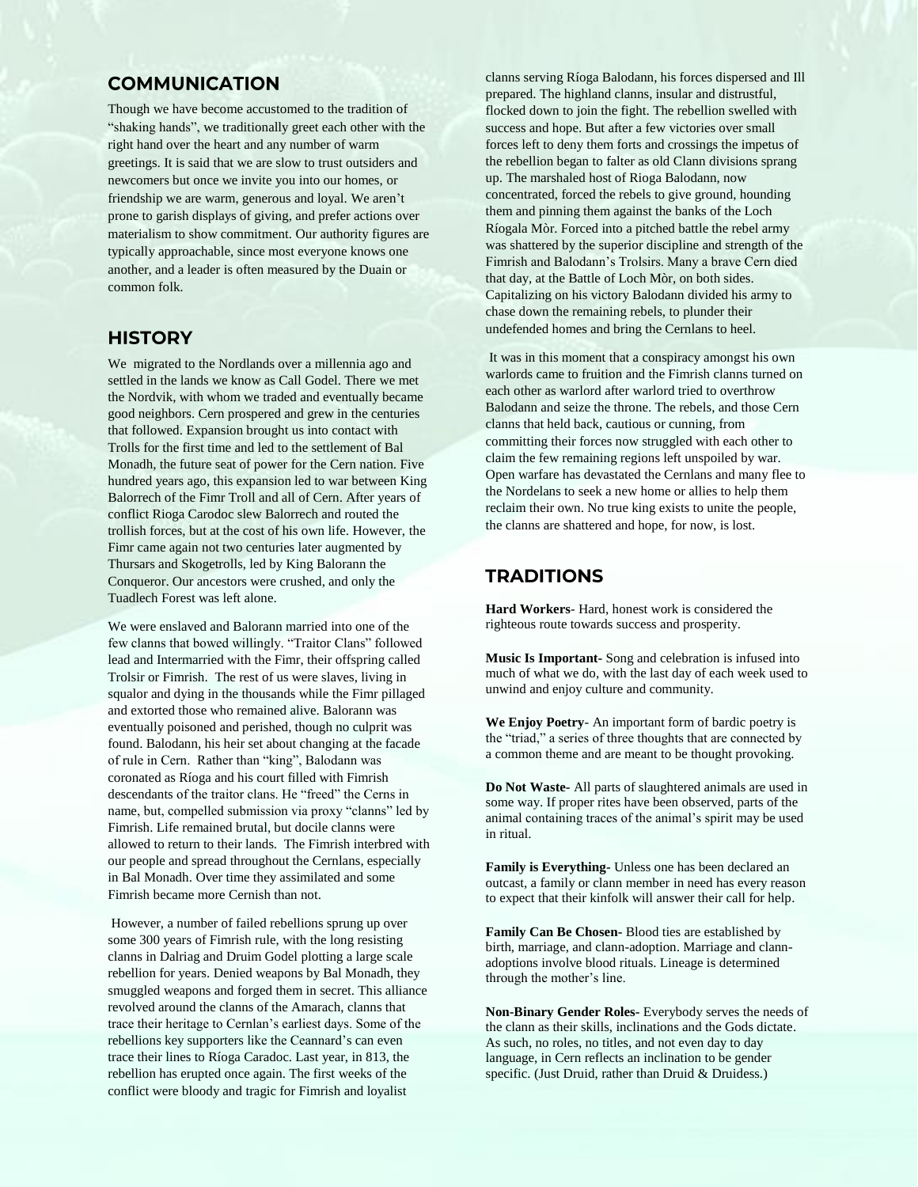## COMMUNICATION

Though we have become accustomed to the tradition of "shaking hands", we traditionally greet each other with the right hand over the heart and any number of warm greetings. It is said that we are slow to trust outsiders and newcomers but once we invite you into our homes, or friendship we are warm, generous and loyal. We aren't prone to garish displays of giving, and prefer actions over materialism to show commitment. Our authority figures are typically approachable, since most everyone knows one another, and a leader is often measured by the Duain or common folk.

## HISTORY

We migrated to the Nordlands over a millennia ago and settled in the lands we know as Call Godel. There we met the Nordvik, with whom we traded and eventually became good neighbors. Cern prospered and grew in the centuries that followed. Expansion brought us into contact with Trolls for the first time and led to the settlement of Bal Monadh, the future seat of power for the Cern nation. Five hundred years ago, this expansion led to war between King Balorrech of the Fimr Troll and all of Cern. After years of conflict Rioga Carodoc slew Balorrech and routed the trollish forces, but at the cost of his own life. However, the Fimr came again not two centuries later augmented by Thursars and Skogetrolls, led by King Balorann the Conqueror. Our ancestors were crushed, and only the Tuadlech Forest was left alone.

We were enslaved and Balorann married into one of the few clanns that bowed willingly. "Traitor Clans" followed lead and Intermarried with the Fimr, their offspring called Trolsir or Fimrish. The rest of us were slaves, living in squalor and dying in the thousands while the Fimr pillaged and extorted those who remained alive. Balorann was eventually poisoned and perished, though no culprit was found. Balodann, his heir set about changing at the facade of rule in Cern. Rather than "king", Balodann was coronated as Ríoga and his court filled with Fimrish descendants of the traitor clans. He "freed" the Cerns in name, but, compelled submission via proxy "clanns" led by Fimrish. Life remained brutal, but docile clanns were allowed to return to their lands. The Fimrish interbred with our people and spread throughout the Cernlans, especially in Bal Monadh. Over time they assimilated and some Fimrish became more Cernish than not.

However, a number of failed rebellions sprung up over some 300 years of Fimrish rule, with the long resisting clanns in Dalriag and Druim Godel plotting a large scale rebellion for years. Denied weapons by Bal Monadh, they smuggled weapons and forged them in secret. This alliance revolved around the clanns of the Amarach, clanns that trace their heritage to Cernlan's earliest days. Some of the rebellions key supporters like the Ceannard's can even trace their lines to Ríoga Caradoc. Last year, in 813, the rebellion has erupted once again. The first weeks of the conflict were bloody and tragic for Fimrish and loyalist clanns serving Ríoga Balodann, his forces dispersed and Ill prepared. The highland clanns, insular and distrustful, flocked down to join the fight. The rebellion swelled with success and hope. But after a few victories over small forces left to deny them forts and crossings the impetus of the rebellion began to falter as old Clann divisions sprang up. The marshaled host of Rioga Balodann, now concentrated, forced the rebels to give ground, hounding them and pinning them against the banks of the Loch Ríogala Mòr. Forced into a pitched battle the rebel army was shattered by the superior discipline and strength of the Fimrish and Balodann's Trolsirs. Many a brave Cern died that day, at the Battle of Loch Mòr, on both sides. Capitalizing on his victory Balodann divided his army to chase down the remaining rebels, to plunder their undefended homes and bring the Cernlans to heel.

It was in this moment that a conspiracy amongst his own warlords came to fruition and the Fimrish clanns turned on each other as warlord after warlord tried to overthrow Balodann and seize the throne. The rebels, and those Cern clanns that held back, cautious or cunning, from committing their forces now struggled with each other to claim the few remaining regions left unspoiled by war. Open warfare has devastated the Cernlans and many flee to the Nordelans to seek a new home or allies to help them reclaim their own. No true king exists to unite the people, the clanns are shattered and hope, for now, is lost.

## TRADITIONS

**Hard Workers**- Hard, honest work is considered the righteous route towards success and prosperity.

**Music Is Important-** Song and celebration is infused into much of what we do, with the last day of each week used to unwind and enjoy culture and community.

**We Enjoy Poetry**- An important form of bardic poetry is the "triad," a series of three thoughts that are connected by a common theme and are meant to be thought provoking.

**Do Not Waste-** All parts of slaughtered animals are used in some way. If proper rites have been observed, parts of the animal containing traces of the animal's spirit may be used in ritual.

**Family is Everything-** Unless one has been declared an outcast, a family or clann member in need has every reason to expect that their kinfolk will answer their call for help.

**Family Can Be Chosen-** Blood ties are established by birth, marriage, and clann-adoption. Marriage and clann-adoptions involve blood rituals. Lineage is determined through the mother's line.

**Non-Binary Gender Roles-** Everybody serves the needs of the clann as their skills, inclinations and the Gods dictate. As such, no roles, no titles, and not even day to day language, in Cern reflects an inclination to be gender specific. (Just Druid, rather than Druid & Druidess.)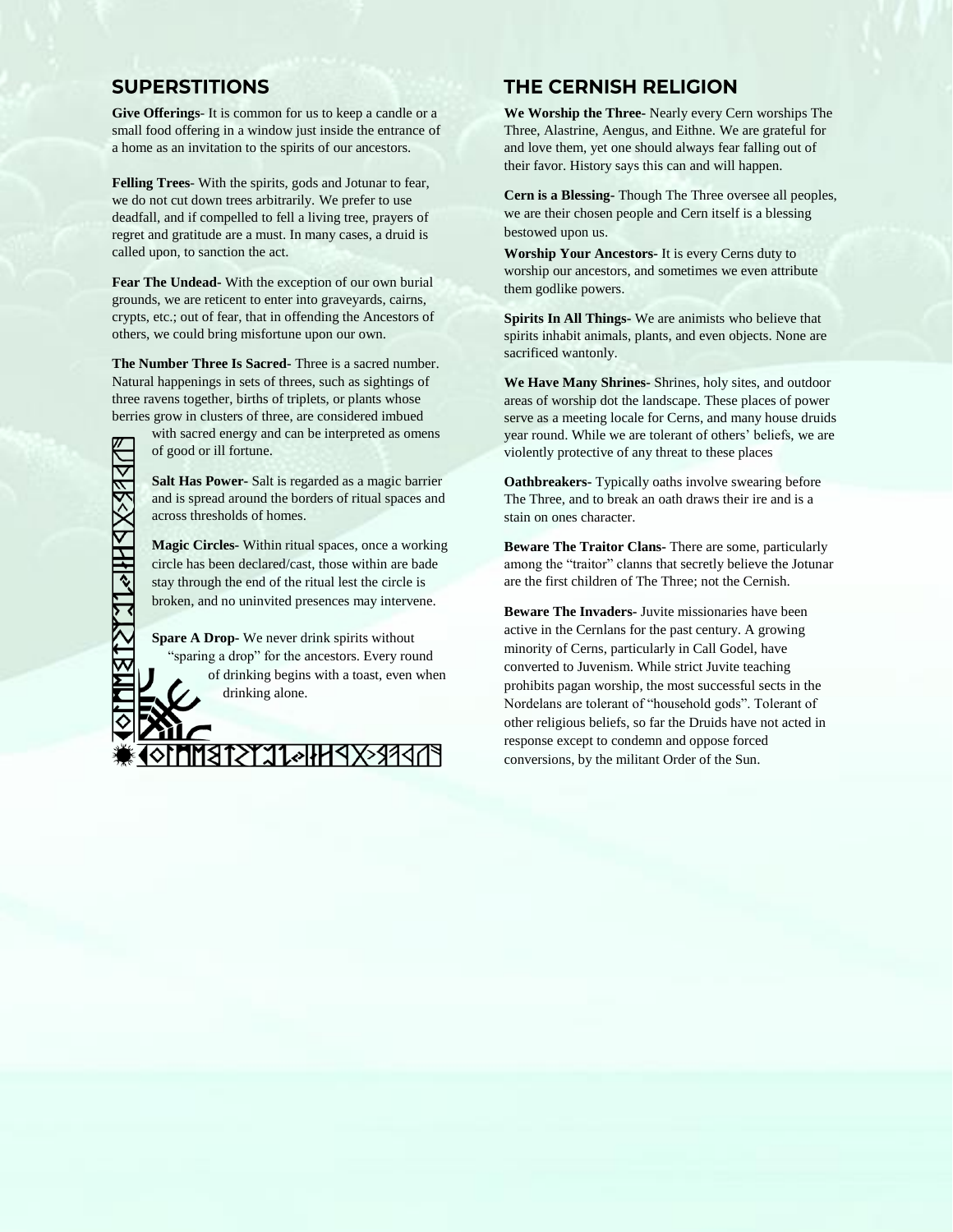## SUPERSTITIONS

**Give Offerings**- It is common for us to keep a candle or a small food offering in a window just inside the entrance of a home as an invitation to the spirits of our ancestors.

**Felling Trees**- With the spirits, gods and Jotunar to fear, we do not cut down trees arbitrarily. We prefer to use deadfall, and if compelled to fell a living tree, prayers of regret and gratitude are a must. In many cases, a druid is called upon, to sanction the act.

**Fear The Undead**- With the exception of our own burial grounds, we are reticent to enter into graveyards, cairns, crypts, etc.; out of fear, that in offending the Ancestors of others, we could bring misfortune upon our own.

**The Number Three Is Sacred**- Three is a sacred number. Natural happenings in sets of threes, such as sightings of three ravens together, births of triplets, or plants whose berries grow in clusters of three, are considered imbued with sacred energy and can be interpreted as omens of good or ill fortune.

**Salt Has Power**- Salt is regarded as a magic barrier and is spread around the borders of ritual spaces and across thresholds of homes.

**Magic Circles**- Within ritual spaces, once a working circle has been declared/cast, those within are bade stay through the end of the ritual lest the circle is broken, and no uninvited presences may intervene.

**Spare A Drop**- We never drink spirits without "sparing a drop" for the ancestors. Every round of drinking begins with a toast, even when drinking alone.

## THE CERNISH RELIGION

**We Worship the Three**- Nearly every Cern worships The Three, Alastrine, Aengus, and Eithne. We are grateful for and love them, yet one should always fear falling out of their favor. History says this can and will happen.

**Cern is a Blessing**- Though The Three oversee all peoples, we are their chosen people and Cern itself is a blessing bestowed upon us.

**Worship Your Ancestors**- It is every Cerns duty to worship our ancestors, and sometimes we even attribute them godlike powers.

**Spirits In All Things**- We are animists who believe that spirits inhabit animals, plants, and even objects. None are sacrificed wantonly.

**We Have Many Shrines**- Shrines, holy sites, and outdoor areas of worship dot the landscape. These places of power serve as a meeting locale for Cerns, and many house druids year round. While we are tolerant of others' beliefs, we are violently protective of any threat to these places

**Oathbreakers**- Typically oaths involve swearing before The Three, and to break an oath draws their ire and is a stain on ones character.

**Beware The Traitor Clans**- There are some, particularly among the "traitor" clanns that secretly believe the Jotunar are the first children of The Three; not the Cernish.

**Beware The Invaders**- Juvite missionaries have been active in the Cernlans for the past century. A growing minority of Cerns, particularly in Call Godel, have converted to Juvenism. While strict Juvite teaching prohibits pagan worship, the most successful sects in the Nordelans are tolerant of "household gods". Tolerant of other religious beliefs, so far the Druids have not acted in response except to condemn and oppose forced conversions, by the militant Order of the Sun.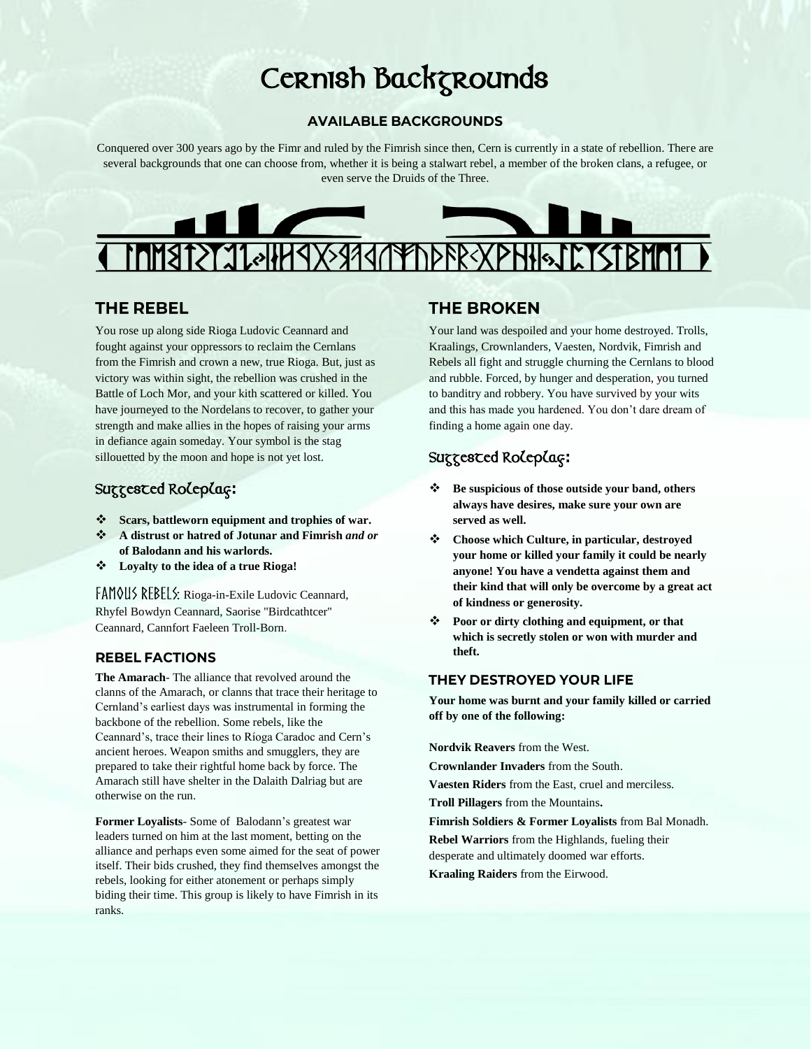# Cernish Backgrounds

## AVAILABLE BACKGROUNDS

Conquered over 300 years ago by the Fimr and ruled by the Fimrish since then, Cern is currently in a state of rebellion. There are several backgrounds that one can choose from, whether it is being a stalwart rebel, a member of the broken clans, a refugee, or even serve the Druids of the Three.

## THE REBEL

You rose up along side Rioga Ludovic Ceannard and fought against your oppressors to reclaim the Cernlans from the Fimrish and crown a new, true Rioga. But, just as victory was within sight, the rebellion was crushed in the Battle of Loch Mor, and your kith scattered or killed. You have journeyed to the Nordelans to recover, to gather your strength and make allies in the hopes of raising your arms in defiance again someday. Your symbol is the stag sillouetted by the moon and hope is not yet lost.

### Suggested Roleplay:

- **Scars, battleworn equipment and trophies of war.**
- **A distrust or hatred of Jotunar and Fimrish *and or* of Balodann and his warlords.**
- **Loyalty to the idea of a true Rioga!**

FAMOUS REBELS: Rioga-in-Exile Ludovic Ceannard, Rhyfel Bowdyn Ceannard, Saorise "Birdcathtcer" Ceannard, Cannfort Faeleen Troll-Born.

### REBEL FACTIONS

**The Amarach**- The alliance that revolved around the clanns of the Amarach, or clanns that trace their heritage to Cernland's earliest days was instrumental in forming the backbone of the rebellion. Some rebels, like the Ceannard's, trace their lines to Rioga Caradoc and Cern's ancient heroes. Weapon smiths and smugglers, they are prepared to take their rightful home back by force. The Amarach still have shelter in the Dalaith Dalriag but are otherwise on the run.

**Former Loyalists**- Some of Balodann's greatest war leaders turned on him at the last moment, betting on the alliance and perhaps even some aimed for the seat of power itself. Their bids crushed, they find themselves amongst the rebels, looking for either atonement or perhaps simply biding their time. This group is likely to have Fimrish in its ranks.

## THE BROKEN

Your land was despoiled and your home destroyed. Trolls, Kraalings, Crownlanders, Vaesten, Nordvik, Fimrish and Rebels all fight and struggle churning the Cernlans to blood and rubble. Forced, by hunger and desperation, you turned to banditry and robbery. You have survived by your wits and this has made you hardened. You don't dare dream of finding a home again one day.

### Suggested Roleplay:

- **Be suspicious of those outside your band, others always have desires, make sure your own are served as well.**
- **Choose which Culture, in particular, destroyed your home or killed your family it could be nearly anyone! You have a vendetta against them and their kind that will only be overcome by a great act of kindness or generosity.**
- **Poor or dirty clothing and equipment, or that which is secretly stolen or won with murder and theft.**

### THEY DESTROYED YOUR LIFE

**Your home was burnt and your family killed or carried off by one of the following:**

**Nordvik Reavers** from the West.

**Crownlander Invaders** from the South.

**Vaesten Riders** from the East, cruel and merciless.

**Troll Pillagers** from the Mountains**.**

**Fimrish Soldiers & Former Loyalists** from Bal Monadh.

**Rebel Warriors** from the Highlands, fueling their desperate and ultimately doomed war efforts.

**Kraaling Raiders** from the Eirwood.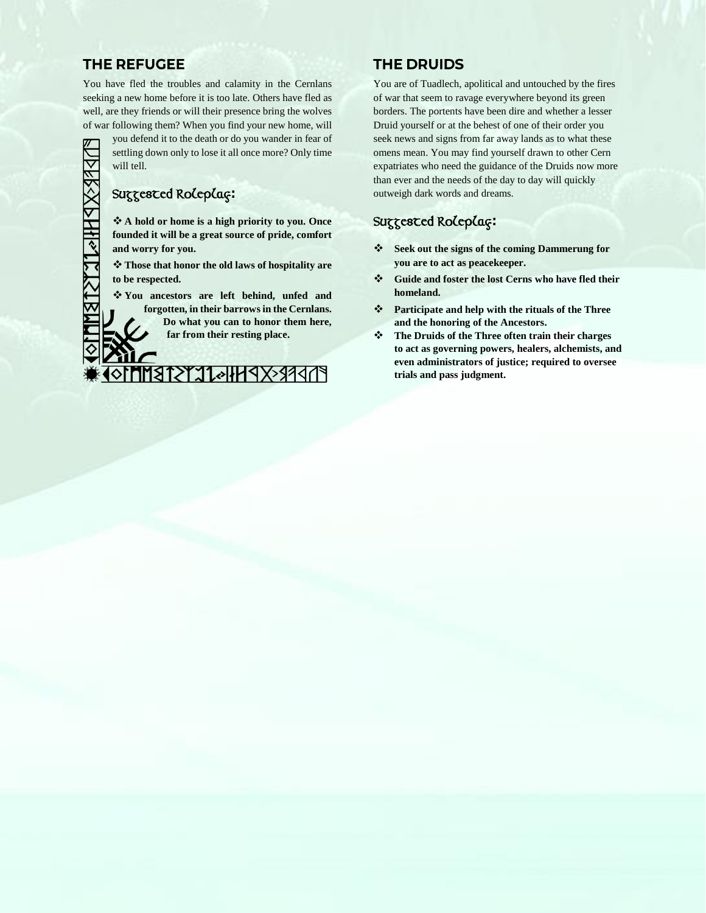## THE REFUGEE

You have fled the troubles and calamity in the Cernlans seeking a new home before it is too late. Others have fled as well, are they friends or will their presence bring the wolves of war following them? When you find your new home, will you defend it to the death or do you wander in fear of settling down only to lose it all once more? Only time will tell.

### Suggested Roleplay:

- **A hold or home is a high priority to you. Once founded it will be a great source of pride, comfort and worry for you.**
- **Those that honor the old laws of hospitality are to be respected.**
- **You ancestors are left behind, unfed and forgotten, in their barrows in the Cernlans. Do what you can to honor them here, far from their resting place.**

## THE DRUIDS

You are of Tuadlech, apolitical and untouched by the fires of war that seem to ravage everywhere beyond its green borders. The portents have been dire and whether a lesser Druid yourself or at the behest of one of their order you seek news and signs from far away lands as to what these omens mean. You may find yourself drawn to other Cern expatriates who need the guidance of the Druids now more than ever and the needs of the day to day will quickly outweigh dark words and dreams.

### Suggested Roleplay:

- **Seek out the signs of the coming Dammerung for you are to act as peacekeeper.**
- **Guide and foster the lost Cerns who have fled their homeland.**
- **Participate and help with the rituals of the Three and the honoring of the Ancestors.**
- **The Druids of the Three often train their charges to act as governing powers, healers, alchemists, and even administrators of justice; required to oversee trials and pass judgment.**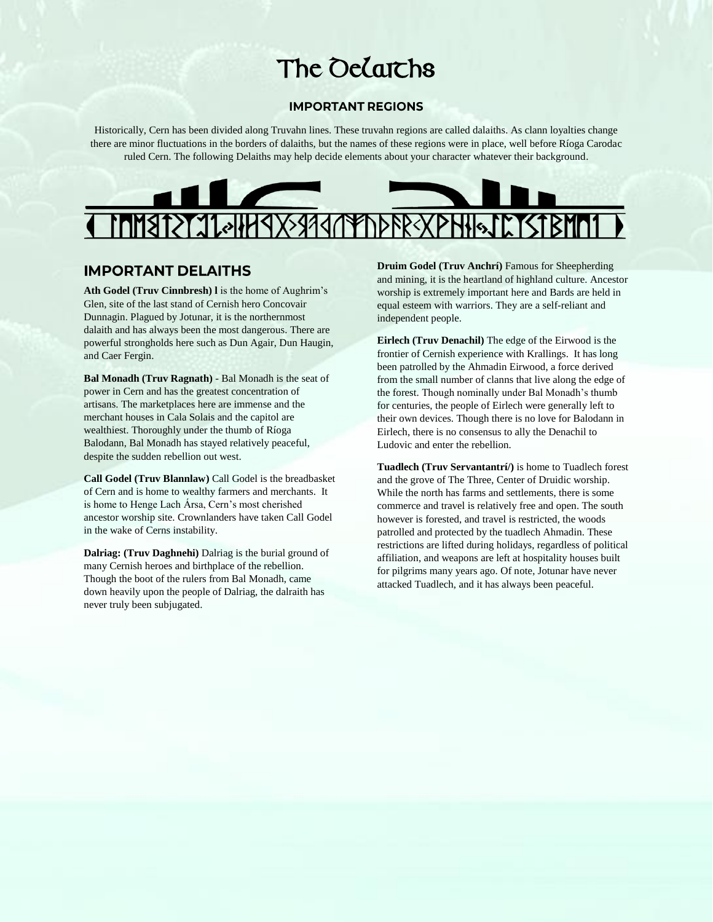# The Delaiths

## IMPORTANT REGIONS

Historically, Cern has been divided along Truvahn lines. These truvahn regions are called dalaiths. As clann loyalties change there are minor fluctuations in the borders of dalaiths, but the names of these regions were in place, well before Ríoga Carodac ruled Cern. The following Delaiths may help decide elements about your character whatever their background.

## IMPORTANT DELAITHS

**Ath Godel (Truv Cinnbresh) l** is the home of Aughrim's Glen, site of the last stand of Cernish hero Concovair Dunnagin. Plagued by Jotunar, it is the northernmost dalaith and has always been the most dangerous. There are powerful strongholds here such as Dun Agair, Dun Haugin, and Caer Fergin.

**Bal Monadh (Truv Ragnath)** - Bal Monadh is the seat of power in Cern and has the greatest concentration of artisans. The marketplaces here are immense and the merchant houses in Cala Solais and the capitol are wealthiest. Thoroughly under the thumb of Ríoga Balodann, Bal Monadh has stayed relatively peaceful, despite the sudden rebellion out west.

**Call Godel (Truv Blannlaw)** Call Godel is the breadbasket of Cern and is home to wealthy farmers and merchants. It is home to Henge Lach Ársa, Cern's most cherished ancestor worship site. Crownlanders have taken Call Godel in the wake of Cerns instability.

**Dalriag: (Truv Daghnehi)** Dalriag is the burial ground of many Cernish heroes and birthplace of the rebellion. Though the boot of the rulers from Bal Monadh, came down heavily upon the people of Dalriag, the dalraith has never truly been subjugated.

**Druim Godel (Truv Anchrí)** Famous for Sheepherding and mining, it is the heartland of highland culture. Ancestor worship is extremely important here and Bards are held in equal esteem with warriors. They are a self-reliant and independent people.

**Eirlech (Truv Denachil)** The edge of the Eirwood is the frontier of Cernish experience with Krallings. It has long been patrolled by the Ahmadin Eirwood, a force derived from the small number of clanns that live along the edge of the forest. Though nominally under Bal Monadh's thumb for centuries, the people of Eirlech were generally left to their own devices. Though there is no love for Balodann in Eirlech, there is no consensus to ally the Denachil to Ludovic and enter the rebellion.

**Tuadlech (Truv Servantantrí/)** is home to Tuadlech forest and the grove of The Three, Center of Druidic worship. While the north has farms and settlements, there is some commerce and travel is relatively free and open. The south however is forested, and travel is restricted, the woods patrolled and protected by the tuadlech Ahmadin. These restrictions are lifted during holidays, regardless of political affiliation, and weapons are left at hospitality houses built for pilgrims many years ago. Of note, Jotunar have never attacked Tuadlech, and it has always been peaceful.